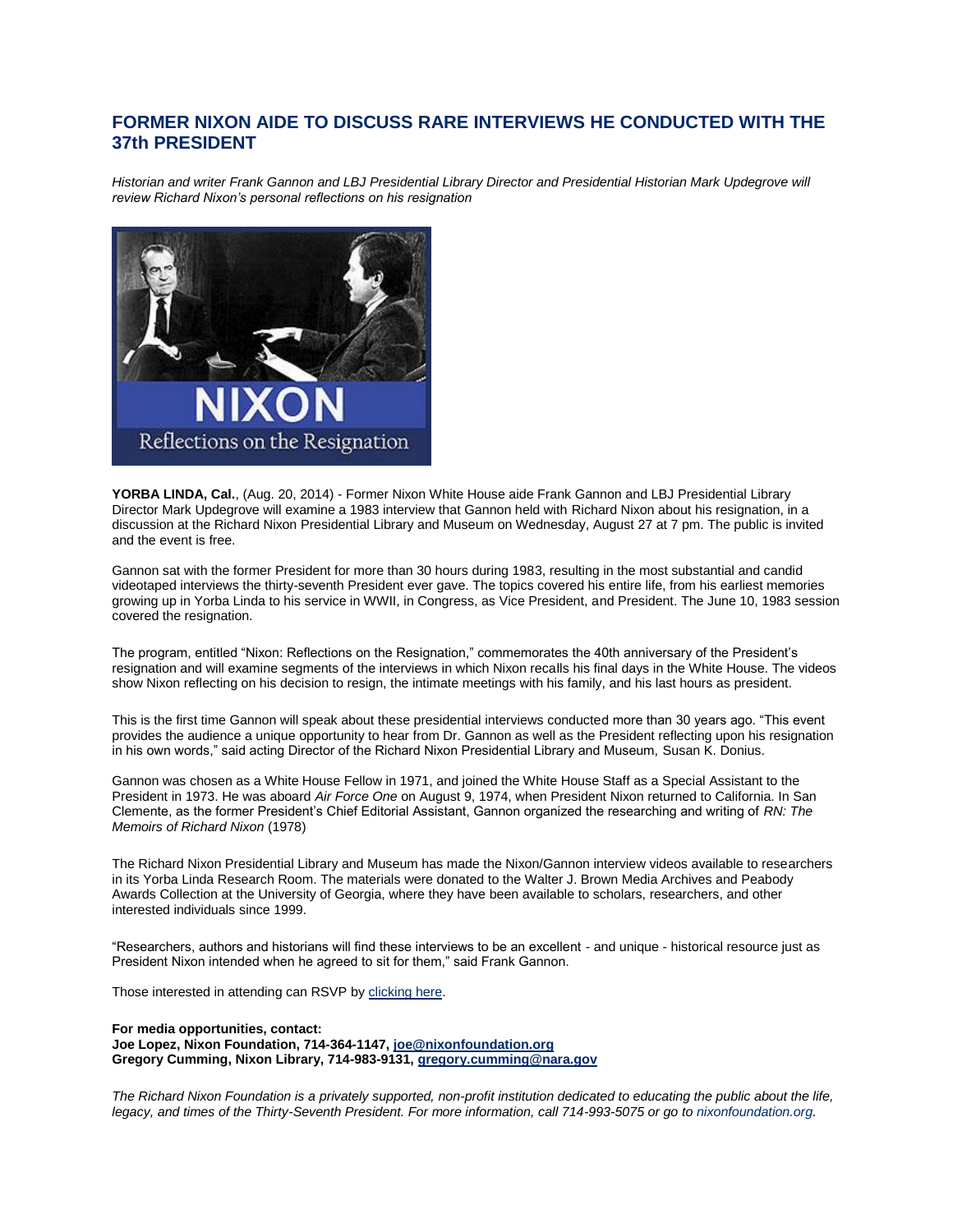# FORMER NIXON AIDE TO DISCUSS RARE INTERVIEWS HE CONDUCTED WITH THE 37th PRESIDENT

*Historian and writer Frank Gannon and LBJ Presidential Library Director and Presidential Historian Mark Updegrove will review Richard Nixon's personal reflections on his resignation*

**YORBA LINDA, Cal.**, (Aug. 20, 2014) - Former Nixon White House aide Frank Gannon and LBJ Presidential Library Director Mark Updegrove will examine a 1983 interview that Gannon held with Richard Nixon about his resignation, in a discussion at the Richard Nixon Presidential Library and Museum on Wednesday, August 27 at 7 pm. The public is invited and the event is free.

Gannon sat with the former President for more than 30 hours during 1983, resulting in the most substantial and candid videotaped interviews the thirty-seventh President ever gave. The topics covered his entire life, from his earliest memories growing up in Yorba Linda to his service in WWII, in Congress, as Vice President, and President. The June 10, 1983 session covered the resignation.

The program, entitled "Nixon: Reflections on the Resignation," commemorates the 40th anniversary of the President's resignation and will examine segments of the interviews in which Nixon recalls his final days in the White House. The videos show Nixon reflecting on his decision to resign, the intimate meetings with his family, and his last hours as president.

This is the first time Gannon will speak about these presidential interviews conducted more than 30 years ago. "This event provides the audience a unique opportunity to hear from Dr. Gannon as well as the President reflecting upon his resignation in his own words," said acting Director of the Richard Nixon Presidential Library and Museum, Susan K. Donius.

Gannon was chosen as a White House Fellow in 1971, and joined the White House Staff as a Special Assistant to the President in 1973. He was aboard *Air Force One* on August 9, 1974, when President Nixon returned to California. In San Clemente, as the former President's Chief Editorial Assistant, Gannon organized the researching and writing of *RN: The Memoirs of Richard Nixon* (1978)

The Richard Nixon Presidential Library and Museum has made the Nixon/Gannon interview videos available to researchers in its Yorba Linda Research Room. The materials were donated to the Walter J. Brown Media Archives and Peabody Awards Collection at the University of Georgia, where they have been available to scholars, researchers, and other interested individuals since 1999.

"Researchers, authors and historians will find these interviews to be an excellent - and unique - historical resource just as President Nixon intended when he agreed to sit for them," said Frank Gannon.

Those interested in attending can RSVP by clicking here.

**For media opportunities, contact:**
**Joe Lopez, Nixon Foundation, 714-364-1147, joe@nixonfoundation.org**
**Gregory Cumming, Nixon Library, 714-983-9131, gregory.cumming@nara.gov**

*The Richard Nixon Foundation is a privately supported, non-profit institution dedicated to educating the public about the life, legacy, and times of the Thirty-Seventh President. For more information, call 714-993-5075 or go to nixonfoundation.org.*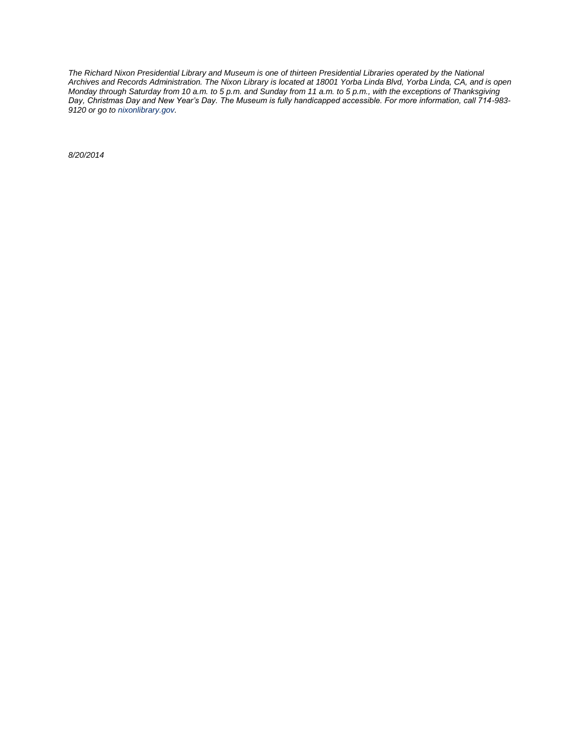*The Richard Nixon Presidential Library and Museum is one of thirteen Presidential Libraries operated by the National Archives and Records Administration. The Nixon Library is located at 18001 Yorba Linda Blvd, Yorba Linda, CA, and is open Monday through Saturday from 10 a.m. to 5 p.m. and Sunday from 11 a.m. to 5 p.m., with the exceptions of Thanksgiving Day, Christmas Day and New Year's Day. The Museum is fully handicapped accessible. For more information, call 714-983-9120 or go to nixonlibrary.gov.*

*8/20/2014*